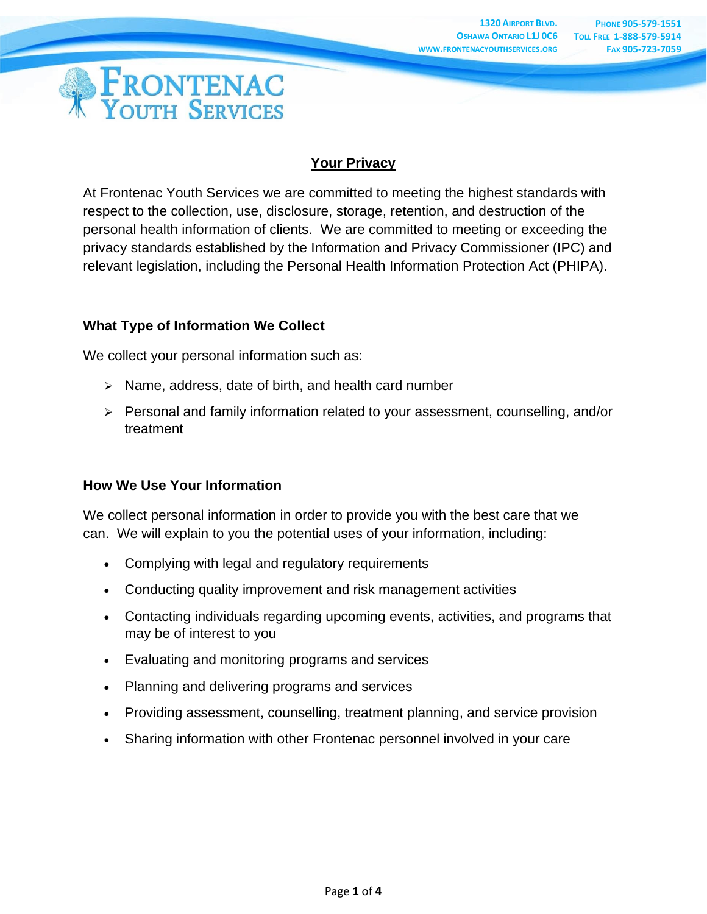1320 Airport Blvd.
Oshawa Ontario L1J 0C6
www.frontenacyouthservices.org

Phone 905-579-1551
Toll Free 1-888-579-5914
Fax 905-723-7059

# Frontenac Youth Services

## Your Privacy

At Frontenac Youth Services we are committed to meeting the highest standards with respect to the collection, use, disclosure, storage, retention, and destruction of the personal health information of clients. We are committed to meeting or exceeding the privacy standards established by the Information and Privacy Commissioner (IPC) and relevant legislation, including the Personal Health Information Protection Act (PHIPA).

### What Type of Information We Collect

We collect your personal information such as:

- Name, address, date of birth, and health card number
- Personal and family information related to your assessment, counselling, and/or treatment

### How We Use Your Information

We collect personal information in order to provide you with the best care that we can. We will explain to you the potential uses of your information, including:

- Complying with legal and regulatory requirements
- Conducting quality improvement and risk management activities
- Contacting individuals regarding upcoming events, activities, and programs that may be of interest to you
- Evaluating and monitoring programs and services
- Planning and delivering programs and services
- Providing assessment, counselling, treatment planning, and service provision
- Sharing information with other Frontenac personnel involved in your care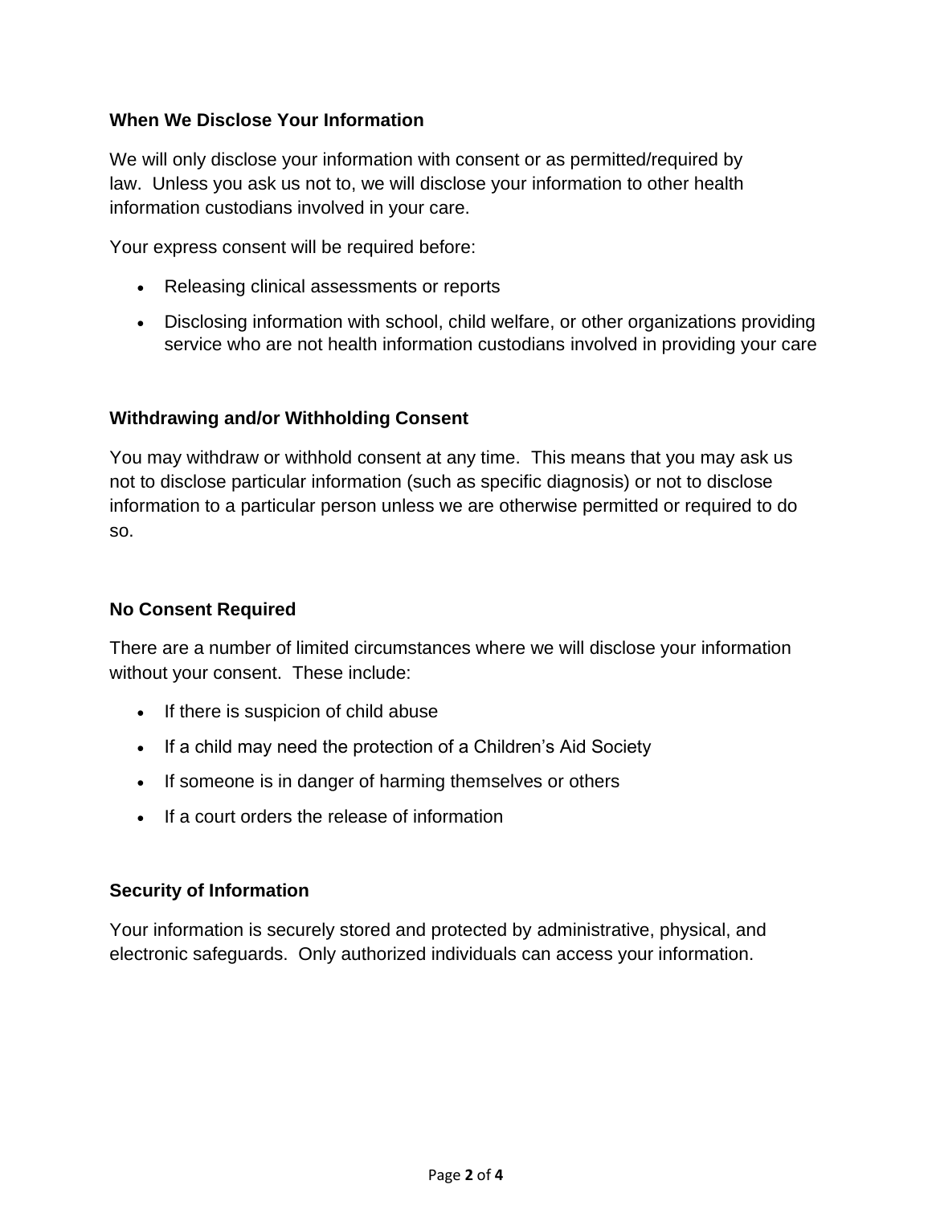## When We Disclose Your Information

We will only disclose your information with consent or as permitted/required by law. Unless you ask us not to, we will disclose your information to other health information custodians involved in your care.

Your express consent will be required before:

- Releasing clinical assessments or reports
- Disclosing information with school, child welfare, or other organizations providing service who are not health information custodians involved in providing your care

## Withdrawing and/or Withholding Consent

You may withdraw or withhold consent at any time. This means that you may ask us not to disclose particular information (such as specific diagnosis) or not to disclose information to a particular person unless we are otherwise permitted or required to do so.

## No Consent Required

There are a number of limited circumstances where we will disclose your information without your consent. These include:

- If there is suspicion of child abuse
- If a child may need the protection of a Children's Aid Society
- If someone is in danger of harming themselves or others
- If a court orders the release of information

## Security of Information

Your information is securely stored and protected by administrative, physical, and electronic safeguards. Only authorized individuals can access your information.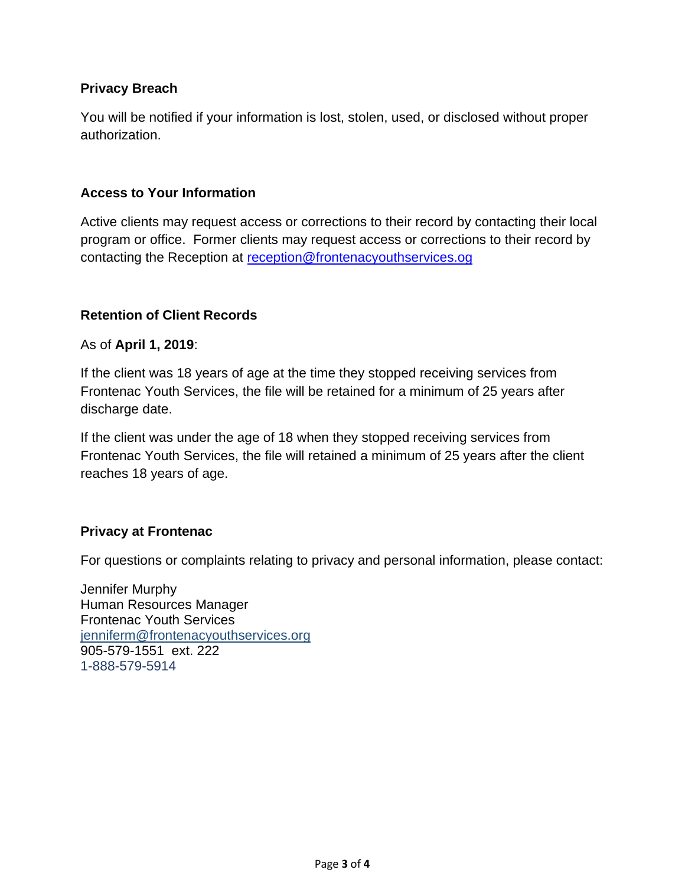**Privacy Breach**

You will be notified if your information is lost, stolen, used, or disclosed without proper authorization.

**Access to Your Information**

Active clients may request access or corrections to their record by contacting their local program or office. Former clients may request access or corrections to their record by contacting the Reception at reception@frontenacyouthservices.og

**Retention of Client Records**

As of **April 1, 2019**:

If the client was 18 years of age at the time they stopped receiving services from Frontenac Youth Services, the file will be retained for a minimum of 25 years after discharge date.

If the client was under the age of 18 when they stopped receiving services from Frontenac Youth Services, the file will retained a minimum of 25 years after the client reaches 18 years of age.

**Privacy at Frontenac**

For questions or complaints relating to privacy and personal information, please contact:

Jennifer Murphy
Human Resources Manager
Frontenac Youth Services
jenniferm@frontenacyouthservices.org
905-579-1551 ext. 222
1-888-579-5914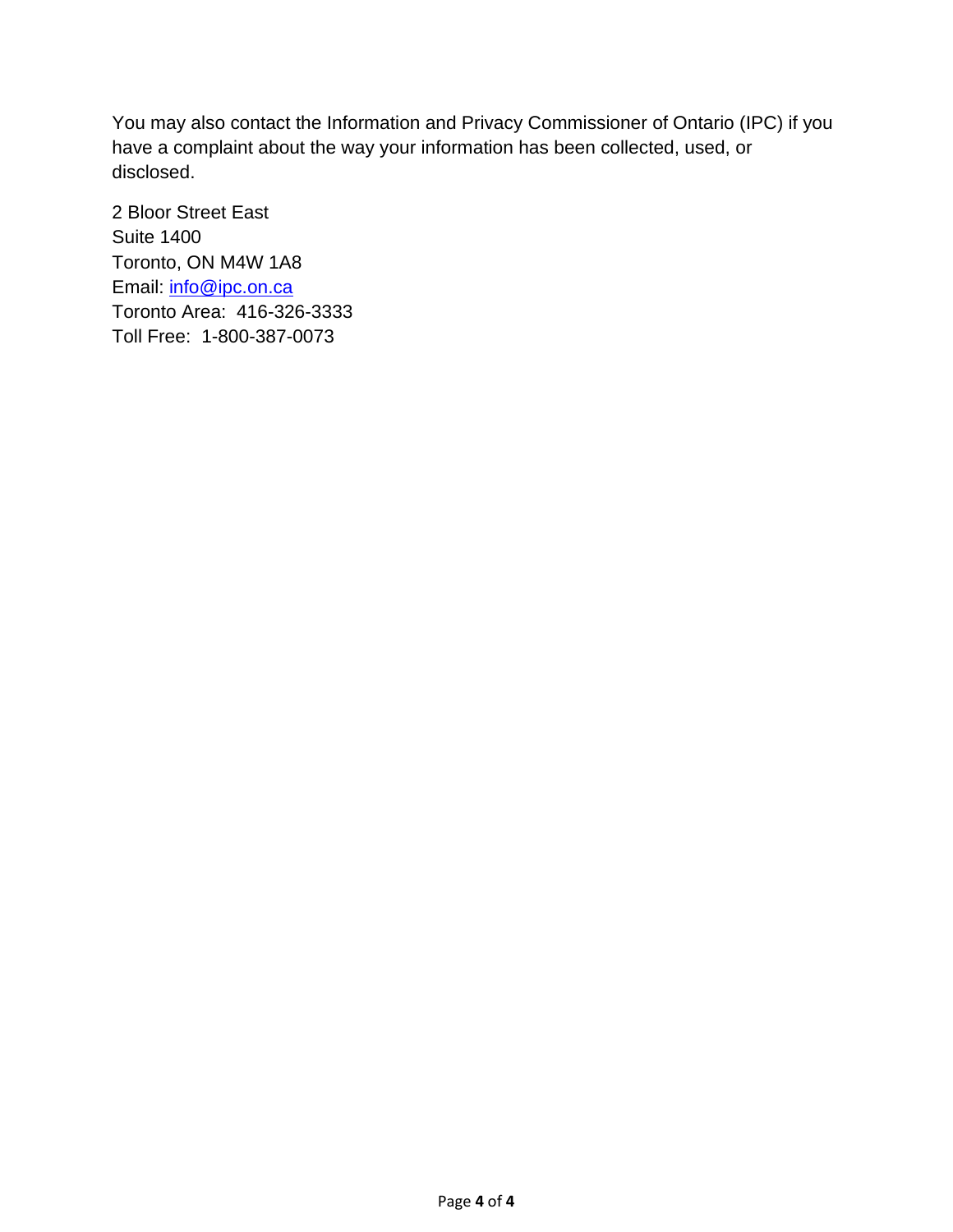You may also contact the Information and Privacy Commissioner of Ontario (IPC) if you have a complaint about the way your information has been collected, used, or disclosed.

2 Bloor Street East  
Suite 1400  
Toronto, ON M4W 1A8  
Email: info@ipc.on.ca  
Toronto Area:  416-326-3333  
Toll Free:  1-800-387-0073